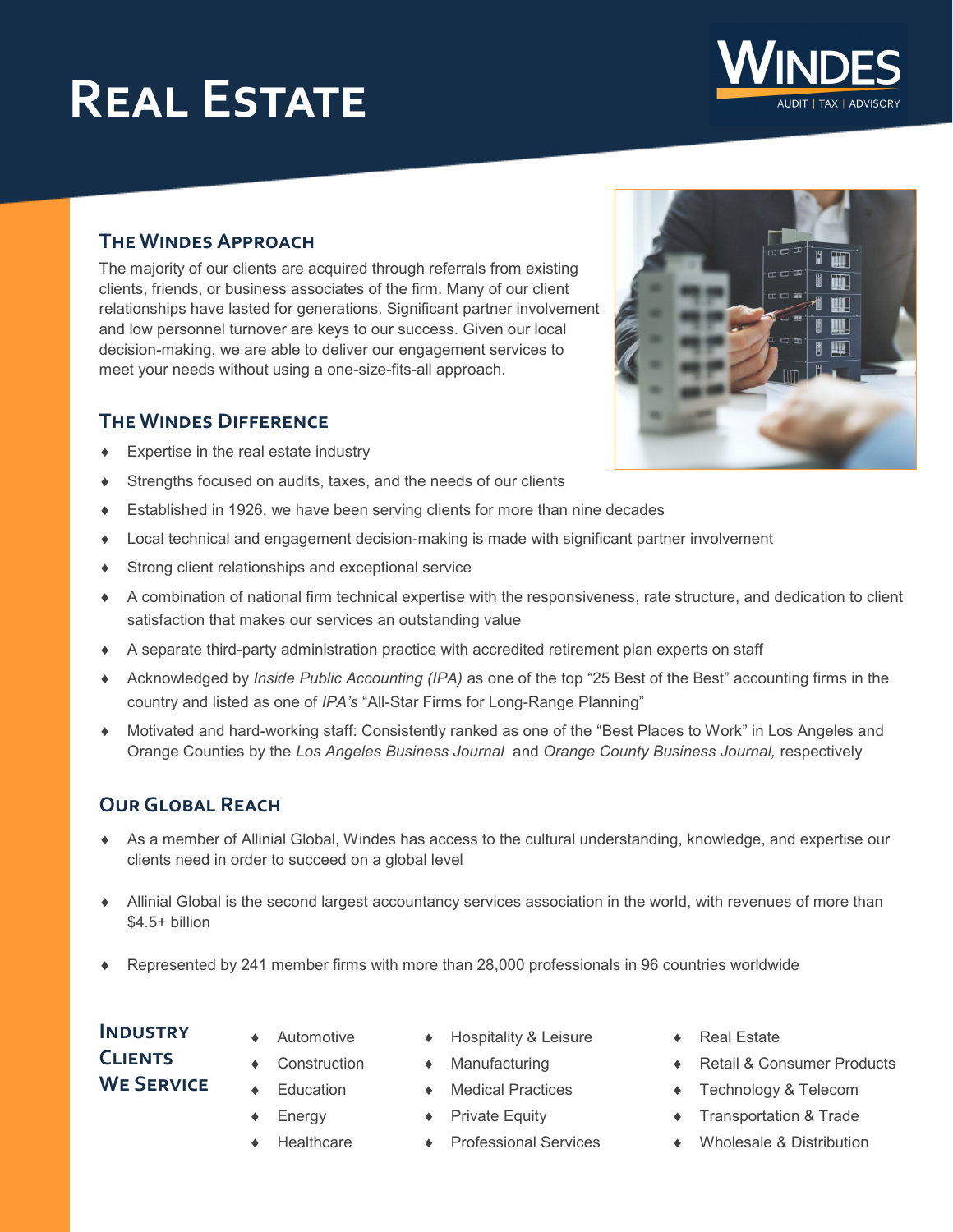# Real Estate

WINDES
AUDIT | TAX | ADVISORY

## The Windes Approach

The majority of our clients are acquired through referrals from existing clients, friends, or business associates of the firm. Many of our client relationships have lasted for generations. Significant partner involvement and low personnel turnover are keys to our success. Given our local decision-making, we are able to deliver our engagement services to meet your needs without using a one-size-fits-all approach.

## The Windes Difference

- Expertise in the real estate industry
- Strengths focused on audits, taxes, and the needs of our clients
- Established in 1926, we have been serving clients for more than nine decades
- Local technical and engagement decision-making is made with significant partner involvement
- Strong client relationships and exceptional service
- A combination of national firm technical expertise with the responsiveness, rate structure, and dedication to client satisfaction that makes our services an outstanding value
- A separate third-party administration practice with accredited retirement plan experts on staff
- Acknowledged by *Inside Public Accounting (IPA)* as one of the top "25 Best of the Best" accounting firms in the country and listed as one of *IPA's* "All-Star Firms for Long-Range Planning"
- Motivated and hard-working staff: Consistently ranked as one of the "Best Places to Work" in Los Angeles and Orange Counties by the *Los Angeles Business Journal* and *Orange County Business Journal,* respectively

## Our Global Reach

- As a member of Allinial Global, Windes has access to the cultural understanding, knowledge, and expertise our clients need in order to succeed on a global level
- Allinial Global is the second largest accountancy services association in the world, with revenues of more than $4.5+ billion
- Represented by 241 member firms with more than 28,000 professionals in 96 countries worldwide

## Industry Clients We Service

- Automotive
- Construction
- Education
- Energy
- Healthcare
- Hospitality & Leisure
- Manufacturing
- Medical Practices
- Private Equity
- Professional Services
- Real Estate
- Retail & Consumer Products
- Technology & Telecom
- Transportation & Trade
- Wholesale & Distribution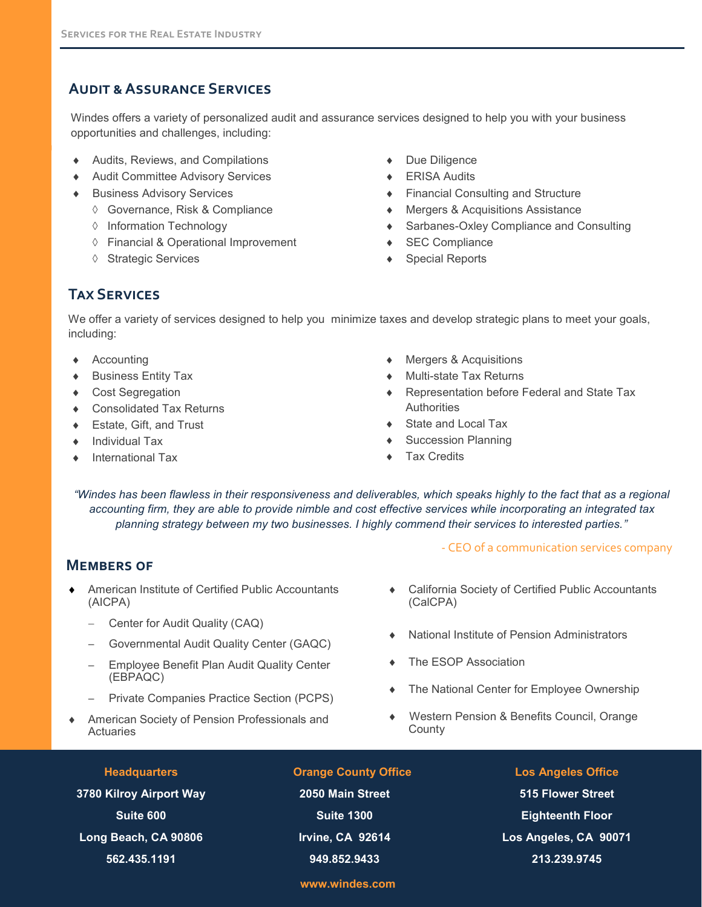## Audit & Assurance Services

Windes offers a variety of personalized audit and assurance services designed to help you with your business opportunities and challenges, including:

- Audits, Reviews, and Compilations
- Audit Committee Advisory Services
- Business Advisory Services
  - Governance, Risk & Compliance
  - Information Technology
  - Financial & Operational Improvement
  - Strategic Services
- Due Diligence
- ERISA Audits
- Financial Consulting and Structure
- Mergers & Acquisitions Assistance
- Sarbanes-Oxley Compliance and Consulting
- SEC Compliance
- Special Reports

## Tax Services

We offer a variety of services designed to help you minimize taxes and develop strategic plans to meet your goals, including:

- Accounting
- Business Entity Tax
- Cost Segregation
- Consolidated Tax Returns
- Estate, Gift, and Trust
- Individual Tax
- International Tax
- Mergers & Acquisitions
- Multi-state Tax Returns
- Representation before Federal and State Tax Authorities
- State and Local Tax
- Succession Planning
- Tax Credits

*"Windes has been flawless in their responsiveness and deliverables, which speaks highly to the fact that as a regional accounting firm, they are able to provide nimble and cost effective services while incorporating an integrated tax planning strategy between my two businesses. I highly commend their services to interested parties."*

\- CEO of a communication services company

## Members of

- American Institute of Certified Public Accountants (AICPA)
  - Center for Audit Quality (CAQ)
  - Governmental Audit Quality Center (GAQC)
  - Employee Benefit Plan Audit Quality Center (EBPAQC)
  - Private Companies Practice Section (PCPS)
- American Society of Pension Professionals and Actuaries
- California Society of Certified Public Accountants (CalCPA)
- National Institute of Pension Administrators
- The ESOP Association
- The National Center for Employee Ownership
- Western Pension & Benefits Council, Orange County

**Headquarters**
**3780 Kilroy Airport Way**
**Suite 600**
**Long Beach, CA 90806**
**562.435.1191**

**Orange County Office**
**2050 Main Street**
**Suite 1300**
**Irvine, CA 92614**
**949.852.9433**

**Los Angeles Office**
**515 Flower Street**
**Eighteenth Floor**
**Los Angeles, CA 90071**
**213.239.9745**

**www.windes.com**